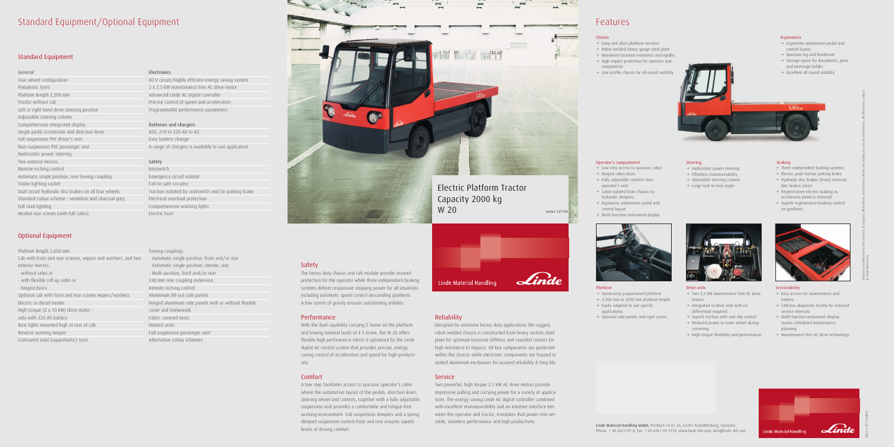# Standard Equipment/Optional Equipment

## Standard Equipment

### General

- Four wheel configuration
- Pneumatic tyres
- Platform length 2,200 mm
- Tractor without cab
- Left or right hand drive steering position
- Adjustable steering column
- Comprehensive integrated display
- Single pedal accelerator and direction lever
- Full suspension PVC driver's seat
- Non-suspension PVC passenger seat
- Hydrostatic power steering
- Two exterior mirrors
- Remote inching control
- Automatic single position, rear towing coupling
- Trailer lighting socket
- Dual circuit hydraulic disc brakes on all four wheels
- Standard colour scheme - vermilion and charcoal grey
- Full road lighting
- Heated rear screen (with full cabin)

### Electronics

- 80 V circuit/Highly efficient energy saving system
- 2 x 2.5 kW maintanance free AC drive motor
- Advanced Linde AC digital controller
- Precise control of speed and acceleration
- Programmable performance parameters

### Batteries and chargers

- 80V, 210 to 320 Ah to IEC
- Easy battery change
- A range of chargers is available to suit application

### Safety

- Keyswitch
- Emergency circuit isolator
- Fail-to-safe circuitry
- Traction isolated by seatswitch and/or parking brake
- Electrical overload protection
- Comprehensive warning lights
- Electric horn

## Optional Equipment

- Platform length 2,600 mm
- Cab with front and rear screens, wipers and washers, and two exterior mirrors:
  - without sides or
  - with flexible roll up sides or
  - hinged doors
- Optional cab with front and rear screen wipers/washers
- Electric or diesel heater
- High torque (2 x 10 kW) drive motor - only with 320 Ah battery
- Rear lights mounted high at rear of cab
- Reverse warning beeper
- Contoured solid (superelastic) tyres
- Towing couplings:
  - Automatic single position, front and/or rear
  - Automatic single position, remote, rear
  - Multi-position, front and/or rear
- 240 mm rear coupling extension
- Remote inching control
- Aluminium lift-out side panels
- Hinged aluminium side panels with or without flexible cover and framework
- Fabric covered seats
- Heated seats
- Full suspension passenger seat
- Alternative colour schemes

# Electric Platform Tractor Capacity 2000 kg W 20

Series 127-04

Linde Material Handling

## Safety

The heavy duty chassis and cab module provide assured protection for the operator while three independent braking systems deliver responsive stopping power for all situations including automatic speed control descending gradients. A low centre of gravity ensures outstanding stability.

## Performance

With the dual capability carrying 2 tonne on the platform and towing nominal loads of 4.5 tonne, the W 20 offers flexible high performance which is optimised by the Linde digital AC control system that provides precise, energy saving control of acceleration and speed for high productivity.

## Comfort

A low step facilitates access to spacious operator's cabin where the automotive layout of the pedals, direction lever, steering wheel and controls, together with a fully adjustable suspension seat provides a comfortable and fatigue-free working environment. Cab suspension dampers and a spring damped suspension system front and rear ensures superb levels of driving comfort.

## Reliability

Designed for intensive heavy duty applications the rugged, robot-welded chassis is constructed from heavy section steel plate for optimum torsional stiffness and rounded corners for high resistance to impacts. All key components are protected within the chassis while electronic components are housed in sealed aluminium enclosures for assured reliability & long life.

## Service

Two powerful, high torque 2.5 kW AC drive motors provide impressive pulling and carrying power for a variety of applications. The energy saving Linde AC digital controller combined with excellent manoeuvrability and an intuitive interface between the operator and tractor, translates that power into versatile, seamless performance and high productivity.

# Features

### Chassis

- → Long and short platform versions
- → Robot welded heavy guage steel plate
- → Maximum torsional resistance and rigidity
- → High impact protection for operator and components
- → Low profile chassis for all-round visibility

### Ergonomics

- → Ergonomic automotive pedal and control layout
- → Spacious leg and headroom
- → Storage space for documents, pens and beverage holder
- → Excellent all-round visibility

### Operator's compartment

- → Low step access to spacious cabin
- → Hinged cabin doors
- → Fully adjustable comfort-class operator's seat
- → Cabin isolated from chassis by hydraulic dampers
- → Ergonomic automotive pedal and control layout
- → Multi-function instrument display

### Steering

- → Hydrostatic power steering
- → Effortless manoeuvrability
- → Adjustable steering column
- → Large lock-to-lock angle

### Braking

- → Three independent braking systems
- → Electric push-button parking brake
- → Hydraulic disc brakes (front) external disc brakes (rear)
- → Regenerative electric braking as accelerator pedal is released
- → Superb regenerative braking control on gradients

### Platform

- → Generously proportioned platform
- → 2,200 mm or 2600 mm platform length
- → Easily adapted to suit specific applications
- → Optional side panels and rigid covers

### Drive units

- → Two 2,5 kW maintenance-free AC drive motors
- → Integrated in drive axle with no differential required
- → Superb traction with anti-skp control
- → Reduced power to inner wheel during cornering
- → High-torque flexibility and performance

### Serviceability

- → Easy access for maintenance and battery
- → CAN bus diagnostic facility for reduced service intervals
- → Multi-function instrument display assists scheduled maintenance planning
- → Maintenance-free AC drive technology

Subject to modification in the interests of progress. Illustrations and technical details not binding for actual construction. All dimensions subject to usual tolerances.

Linde Material Handling GmbH, Postfach 10 01 36, 63701 Aschaffenburg, Germany
Phone +49.6021.99-0, Fax +49.6021.99-1570, www.linde-mh.com, info@linde-mh.com

Linde Material Handling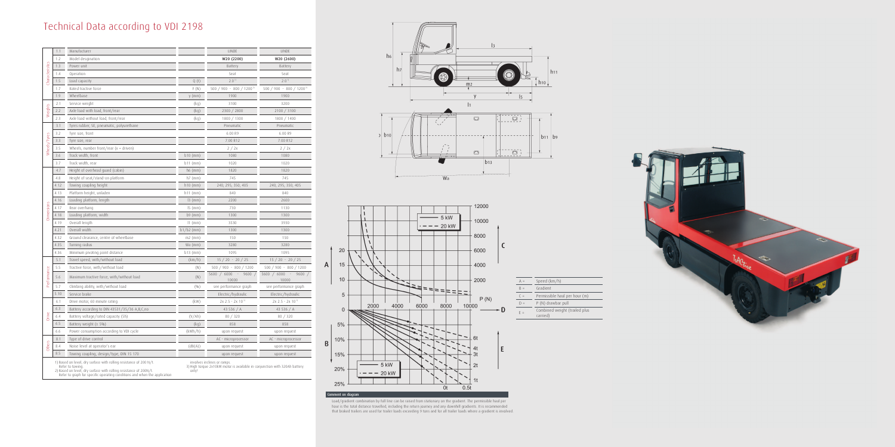# Technical Data according to VDI 2198

| | | | | | |
|---|---|---|---|---|---|
| Characteristics | 1.1 | Manufacturer | | LINDE | LINDE |
| | 1.2 | Model designation | | W20 (2200) | W20 (2600) |
| | 1.3 | Power unit | | Battery | Battery |
| | 1.4 | Operation | | Seat | Seat |
| | 1.5 | Load capacity | Q (t) | 2.0 [1] | 2.0 [1] |
| | 1.7 | Rated tractive force | F (N) | 500 / 900 – 800 / 1200 [3] | 500 / 900 – 800 / 1200 [3] |
| | 1.9 | Wheelbase | y (mm) | 1900 | 1900 |
| Weights | 2.1 | Service weight | (kg) | 3100 | 3200 |
| | 2.2 | Axle load with load, front/rear | (kg) | 2300 / 2800 | 2100 / 3100 |
| | 2.3 | Axle load without load, front/rear | (kg) | 1800 / 1300 | 1800 / 1400 |
| Wheels/Tyres | 3.1 | Tyres rubber, SE, pneumatic, polyurethane | | Pneumatic | Pneumatic |
| | 3.2 | Tyre size, front | | 6.00 R9 | 6.00 R9 |
| | 3.3 | Tyre size, rear | | 7.00 R12 | 7.00 R12 |
| | 3.5 | Wheels, number front/rear (x = driven) | | 2 / 2x | 2 / 2x |
| | 3.6 | Track width, front | b10 (mm) | 1080 | 1080 |
| | 3.7 | Track width, rear | b11 (mm) | 1020 | 1020 |
| Dimensions | 4.7 | Height of overhead guard (cabin) | h6 (mm) | 1820 | 1820 |
| | 4.8 | Height of seat/stand-on platform | h7 (mm) | 745 | 745 |
| | 4.12 | Towing coupling height | h10 (mm) | 240, 295, 350, 405 | 240, 295, 350, 405 |
| | 4.13 | Platform height, unladen | h11 (mm) | 840 | 840 |
| | 4.16 | Loading platform, length | l3 (mm) | 2200 | 2600 |
| | 4.17 | Rear overhang | l5 (mm) | 730 | 1130 |
| | 4.18 | Loading platform, width | b9 (mm) | 1300 | 1300 |
| | 4.19 | Overall length | l1 (mm) | 3530 | 3930 |
| | 4.21 | Overall width | b1/b2 (mm) | 1300 | 1300 |
| | 4.32 | Ground clearance, centre of wheelbase | m2 (mm) | 150 | 150 |
| | 4.35 | Turning radius | Wa (mm) | 3280 | 3280 |
| | 4.36 | Minimum pivoting point distance | b13 (mm) | 1095 | 1095 |
| Performance | 5.1 | Travel speed, with/without load | (km/h) | 15 / 20 – 20 / 25 | 15 / 20 – 20 / 25 |
| | 5.5 | Tractive force, with/without load | (N) | 500 / 900 – 800 / 1200 | 500 / 900 – 800 / 1200 |
| | 5.6 | Maximum tractive force, with/without load | (N) | 5600 / 6000 – 9600 / 10000 | 5600 / 6000 – 9600 / 10000 |
| | 5.7 | Climbing ability, with/without load | (%) | see performance graph | see performance graph |
| | 5.10 | Service brake | | Electric/hydraulic | Electric/hydraulic |
| Drive | 6.1 | Drive motor, 60 minute rating | (kW) | 2x 2.5 – 2x 10 [3] | 2x 2.5 – 2x 10 [3] |
| | 6.3 | Battery according to DIN 43531/35/36 A,B,C,no | | 43 536 / A | 43 536 / A |
| | 6.4 | Battery voltage/rated capacity (5h) | (V/Ah) | 80 / 320 | 80 / 320 |
| | 6.5 | Battery weight (± 5%) | (kg) | 858 | 858 |
| | 6.6 | Power consumption according to VDI cycle | (kWh/h) | upon request | upon request |
| Others | 8.1 | Type of drive control | | AC - microprocessor | AC - microprocessor |
| | 8.4 | Noise level at operator's ear | (dB(A)) | upon request | upon request |
| | 8.5 | Towing coupling, design/type, DIN 15 170 | | upon request | upon request |

1) Based on level, dry surface with rolling resistance of 200 N/t. Refer to towing
2) Based on level, dry surface with rolling resistance of 200N/t. Refer to graph for specific operating conditions and when the application involves inclines or ramps
3) High torque 2x10kW motor is available in conjunction with 320Ah battery only!

h6, h7, l3, h11, h10, m2, y, l5, l1, b10, b11, b9, b13, Wa

12000
10000
8000
6000
4000
2000
5 kW
20 kW
20
15
10
5
0
2000 4000 6000 8000 10000
P (N)
A
B
C
D
E
5%
10%
15%
20%
25%
6t
4t
3t
2t
1t
0t
0.5t

| | |
|---|---|
| A = | Speed (km/h) |
| B = | Gradient |
| C = | Permissible haul per hour (m) |
| D = | P (N) drawbar pull |
| E = | Combined weight (trailed plus carried) |

**Comment on diagram**

Load/gradient combination by full line can be raised from stationary on the gradient. The permissible haul per hour is the total distance travelled, including the return journey and any downhill gradients. It is recommended that braked trailers are used for trailer loads exceeding 9 tons and for all trailer loads where a gradient is involved.